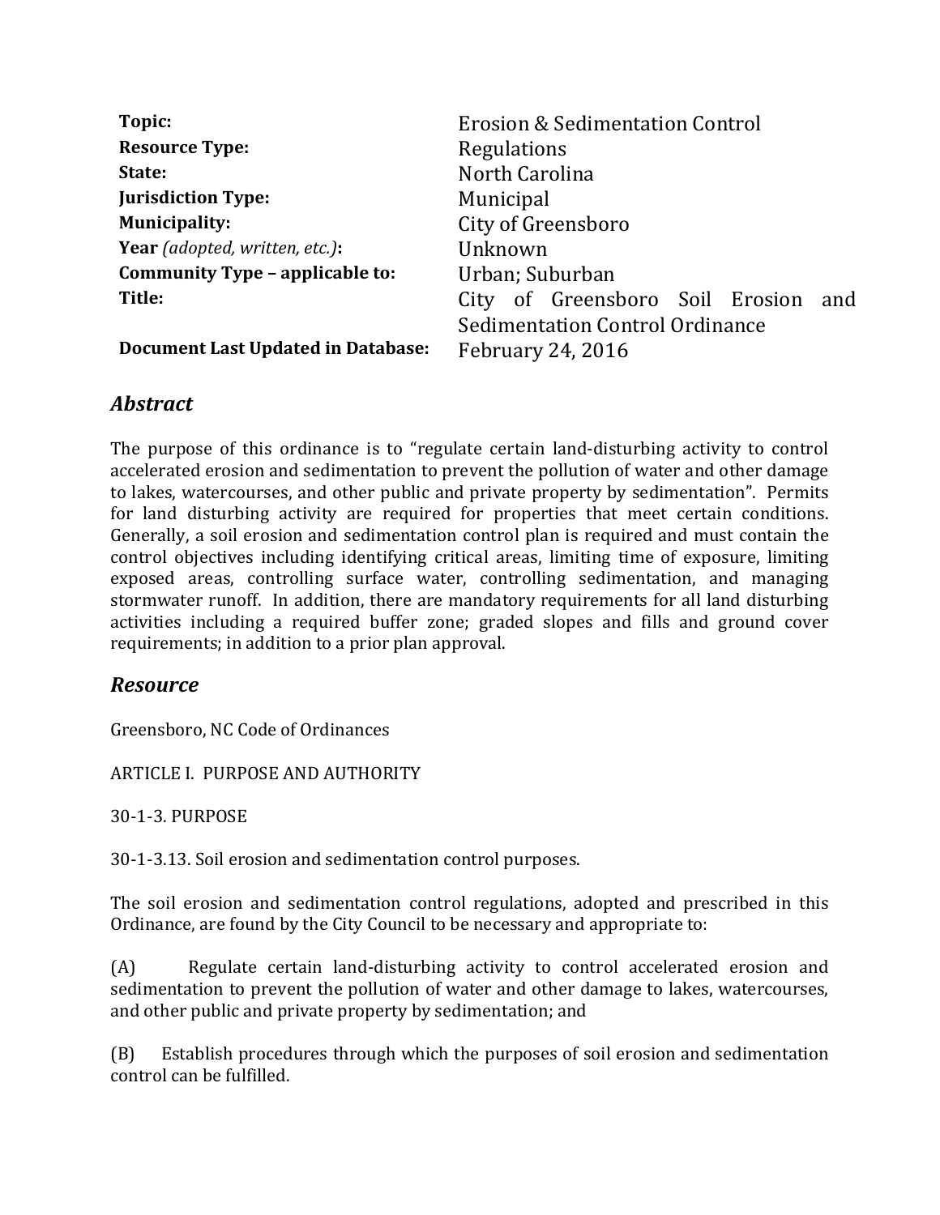| | |
|---|---|
| **Topic:** | Erosion & Sedimentation Control |
| **Resource Type:** | Regulations |
| **State:** | North Carolina |
| **Jurisdiction Type:** | Municipal |
| **Municipality:** | City of Greensboro |
| **Year** *(adopted, written, etc.)*: | Unknown |
| **Community Type – applicable to:** | Urban; Suburban |
| **Title:** | City of Greensboro Soil Erosion and Sedimentation Control Ordinance |
| **Document Last Updated in Database:** | February 24, 2016 |

## *Abstract*

The purpose of this ordinance is to "regulate certain land-disturbing activity to control accelerated erosion and sedimentation to prevent the pollution of water and other damage to lakes, watercourses, and other public and private property by sedimentation". Permits for land disturbing activity are required for properties that meet certain conditions. Generally, a soil erosion and sedimentation control plan is required and must contain the control objectives including identifying critical areas, limiting time of exposure, limiting exposed areas, controlling surface water, controlling sedimentation, and managing stormwater runoff. In addition, there are mandatory requirements for all land disturbing activities including a required buffer zone; graded slopes and fills and ground cover requirements; in addition to a prior plan approval.

## *Resource*

Greensboro, NC Code of Ordinances

ARTICLE I. PURPOSE AND AUTHORITY

30-1-3. PURPOSE

30-1-3.13. Soil erosion and sedimentation control purposes.

The soil erosion and sedimentation control regulations, adopted and prescribed in this Ordinance, are found by the City Council to be necessary and appropriate to:

(A) Regulate certain land-disturbing activity to control accelerated erosion and sedimentation to prevent the pollution of water and other damage to lakes, watercourses, and other public and private property by sedimentation; and

(B) Establish procedures through which the purposes of soil erosion and sedimentation control can be fulfilled.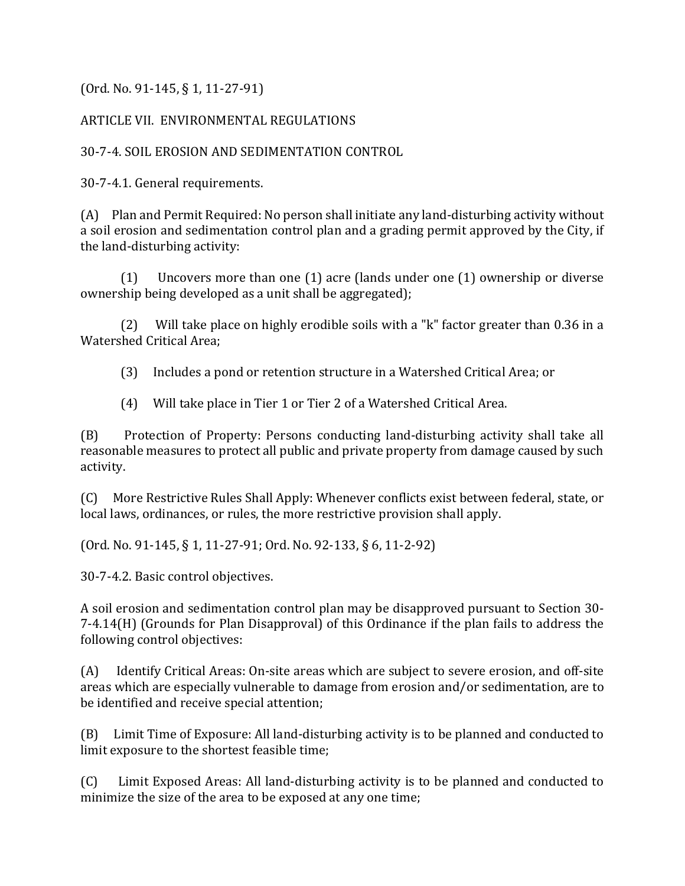(Ord. No. 91-145, § 1, 11-27-91)

## ARTICLE VII. ENVIRONMENTAL REGULATIONS

### 30-7-4. SOIL EROSION AND SEDIMENTATION CONTROL

#### 30-7-4.1. General requirements.

(A) Plan and Permit Required: No person shall initiate any land-disturbing activity without a soil erosion and sedimentation control plan and a grading permit approved by the City, if the land-disturbing activity:

(1) Uncovers more than one (1) acre (lands under one (1) ownership or diverse ownership being developed as a unit shall be aggregated);

(2) Will take place on highly erodible soils with a "k" factor greater than 0.36 in a Watershed Critical Area;

(3) Includes a pond or retention structure in a Watershed Critical Area; or

(4) Will take place in Tier 1 or Tier 2 of a Watershed Critical Area.

(B) Protection of Property: Persons conducting land-disturbing activity shall take all reasonable measures to protect all public and private property from damage caused by such activity.

(C) More Restrictive Rules Shall Apply: Whenever conflicts exist between federal, state, or local laws, ordinances, or rules, the more restrictive provision shall apply.

(Ord. No. 91-145, § 1, 11-27-91; Ord. No. 92-133, § 6, 11-2-92)

#### 30-7-4.2. Basic control objectives.

A soil erosion and sedimentation control plan may be disapproved pursuant to Section 30-7-4.14(H) (Grounds for Plan Disapproval) of this Ordinance if the plan fails to address the following control objectives:

(A) Identify Critical Areas: On-site areas which are subject to severe erosion, and off-site areas which are especially vulnerable to damage from erosion and/or sedimentation, are to be identified and receive special attention;

(B) Limit Time of Exposure: All land-disturbing activity is to be planned and conducted to limit exposure to the shortest feasible time;

(C) Limit Exposed Areas: All land-disturbing activity is to be planned and conducted to minimize the size of the area to be exposed at any one time;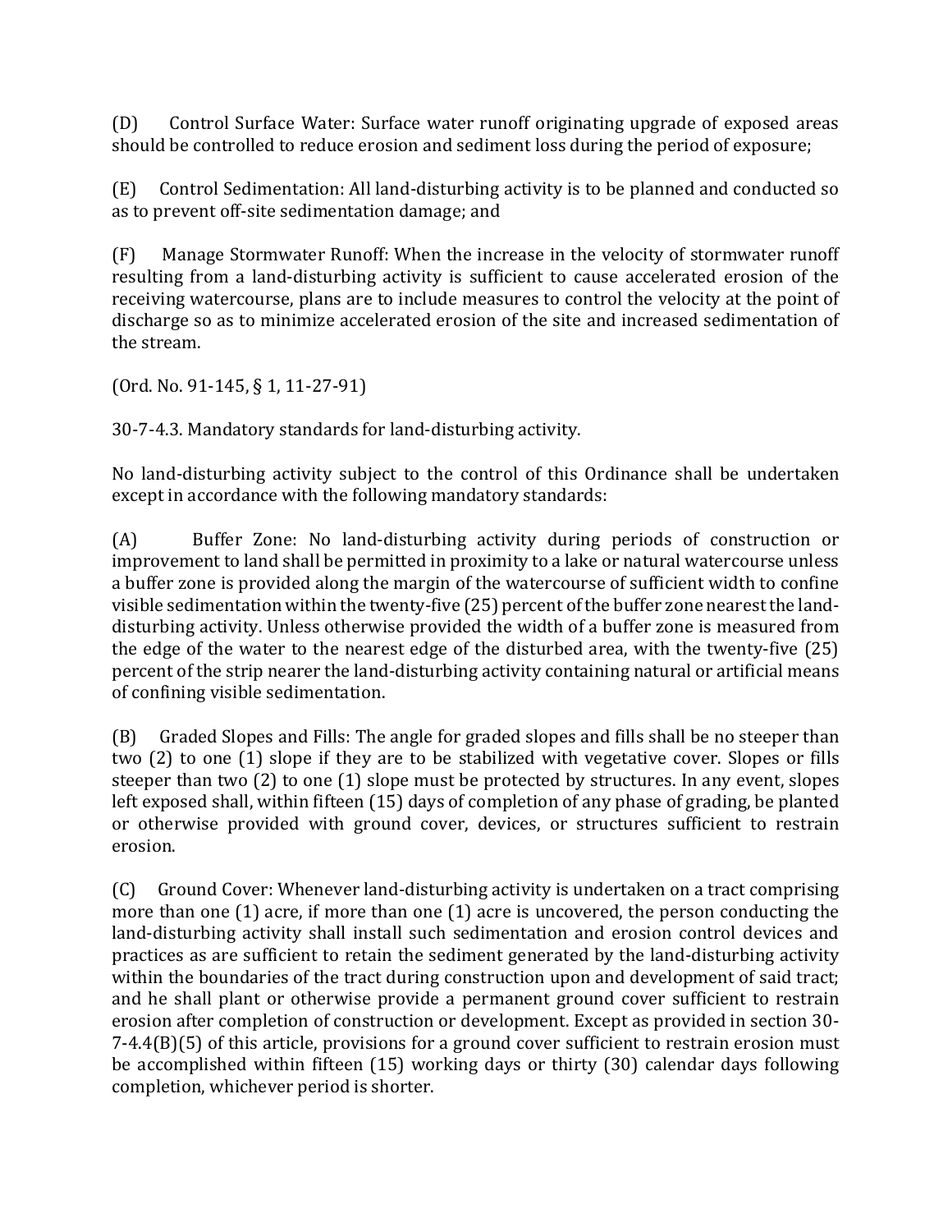(D) Control Surface Water: Surface water runoff originating upgrade of exposed areas should be controlled to reduce erosion and sediment loss during the period of exposure;

(E) Control Sedimentation: All land-disturbing activity is to be planned and conducted so as to prevent off-site sedimentation damage; and

(F) Manage Stormwater Runoff: When the increase in the velocity of stormwater runoff resulting from a land-disturbing activity is sufficient to cause accelerated erosion of the receiving watercourse, plans are to include measures to control the velocity at the point of discharge so as to minimize accelerated erosion of the site and increased sedimentation of the stream.

(Ord. No. 91-145, § 1, 11-27-91)

30-7-4.3. Mandatory standards for land-disturbing activity.

No land-disturbing activity subject to the control of this Ordinance shall be undertaken except in accordance with the following mandatory standards:

(A) Buffer Zone: No land-disturbing activity during periods of construction or improvement to land shall be permitted in proximity to a lake or natural watercourse unless a buffer zone is provided along the margin of the watercourse of sufficient width to confine visible sedimentation within the twenty-five (25) percent of the buffer zone nearest the land-disturbing activity. Unless otherwise provided the width of a buffer zone is measured from the edge of the water to the nearest edge of the disturbed area, with the twenty-five (25) percent of the strip nearer the land-disturbing activity containing natural or artificial means of confining visible sedimentation.

(B) Graded Slopes and Fills: The angle for graded slopes and fills shall be no steeper than two (2) to one (1) slope if they are to be stabilized with vegetative cover. Slopes or fills steeper than two (2) to one (1) slope must be protected by structures. In any event, slopes left exposed shall, within fifteen (15) days of completion of any phase of grading, be planted or otherwise provided with ground cover, devices, or structures sufficient to restrain erosion.

(C) Ground Cover: Whenever land-disturbing activity is undertaken on a tract comprising more than one (1) acre, if more than one (1) acre is uncovered, the person conducting the land-disturbing activity shall install such sedimentation and erosion control devices and practices as are sufficient to retain the sediment generated by the land-disturbing activity within the boundaries of the tract during construction upon and development of said tract; and he shall plant or otherwise provide a permanent ground cover sufficient to restrain erosion after completion of construction or development. Except as provided in section 30-7-4.4(B)(5) of this article, provisions for a ground cover sufficient to restrain erosion must be accomplished within fifteen (15) working days or thirty (30) calendar days following completion, whichever period is shorter.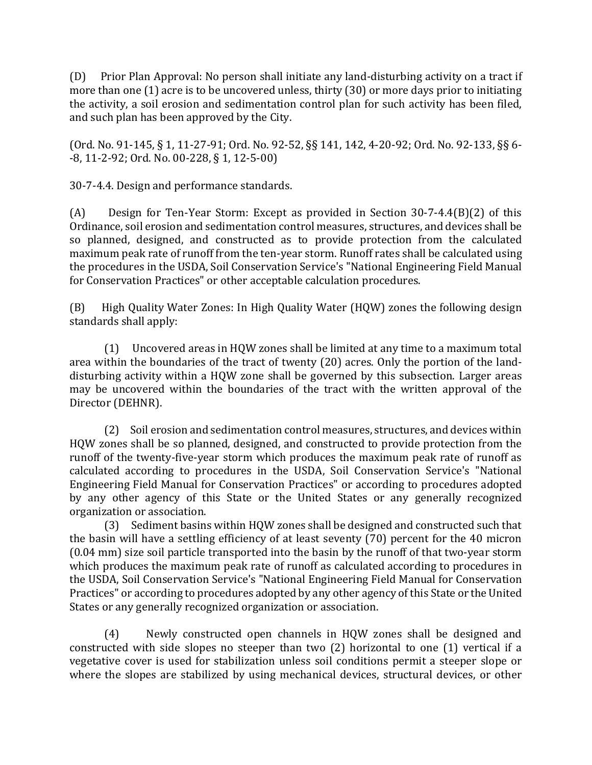(D) Prior Plan Approval: No person shall initiate any land-disturbing activity on a tract if more than one (1) acre is to be uncovered unless, thirty (30) or more days prior to initiating the activity, a soil erosion and sedimentation control plan for such activity has been filed, and such plan has been approved by the City.

(Ord. No. 91-145, § 1, 11-27-91; Ord. No. 92-52, §§ 141, 142, 4-20-92; Ord. No. 92-133, §§ 6--8, 11-2-92; Ord. No. 00-228, § 1, 12-5-00)

30-7-4.4. Design and performance standards.

(A) Design for Ten-Year Storm: Except as provided in Section 30-7-4.4(B)(2) of this Ordinance, soil erosion and sedimentation control measures, structures, and devices shall be so planned, designed, and constructed as to provide protection from the calculated maximum peak rate of runoff from the ten-year storm. Runoff rates shall be calculated using the procedures in the USDA, Soil Conservation Service's "National Engineering Field Manual for Conservation Practices" or other acceptable calculation procedures.

(B) High Quality Water Zones: In High Quality Water (HQW) zones the following design standards shall apply:

(1) Uncovered areas in HQW zones shall be limited at any time to a maximum total area within the boundaries of the tract of twenty (20) acres. Only the portion of the land-disturbing activity within a HQW zone shall be governed by this subsection. Larger areas may be uncovered within the boundaries of the tract with the written approval of the Director (DEHNR).

(2) Soil erosion and sedimentation control measures, structures, and devices within HQW zones shall be so planned, designed, and constructed to provide protection from the runoff of the twenty-five-year storm which produces the maximum peak rate of runoff as calculated according to procedures in the USDA, Soil Conservation Service's "National Engineering Field Manual for Conservation Practices" or according to procedures adopted by any other agency of this State or the United States or any generally recognized organization or association.

(3) Sediment basins within HQW zones shall be designed and constructed such that the basin will have a settling efficiency of at least seventy (70) percent for the 40 micron (0.04 mm) size soil particle transported into the basin by the runoff of that two-year storm which produces the maximum peak rate of runoff as calculated according to procedures in the USDA, Soil Conservation Service's "National Engineering Field Manual for Conservation Practices" or according to procedures adopted by any other agency of this State or the United States or any generally recognized organization or association.

(4) Newly constructed open channels in HQW zones shall be designed and constructed with side slopes no steeper than two (2) horizontal to one (1) vertical if a vegetative cover is used for stabilization unless soil conditions permit a steeper slope or where the slopes are stabilized by using mechanical devices, structural devices, or other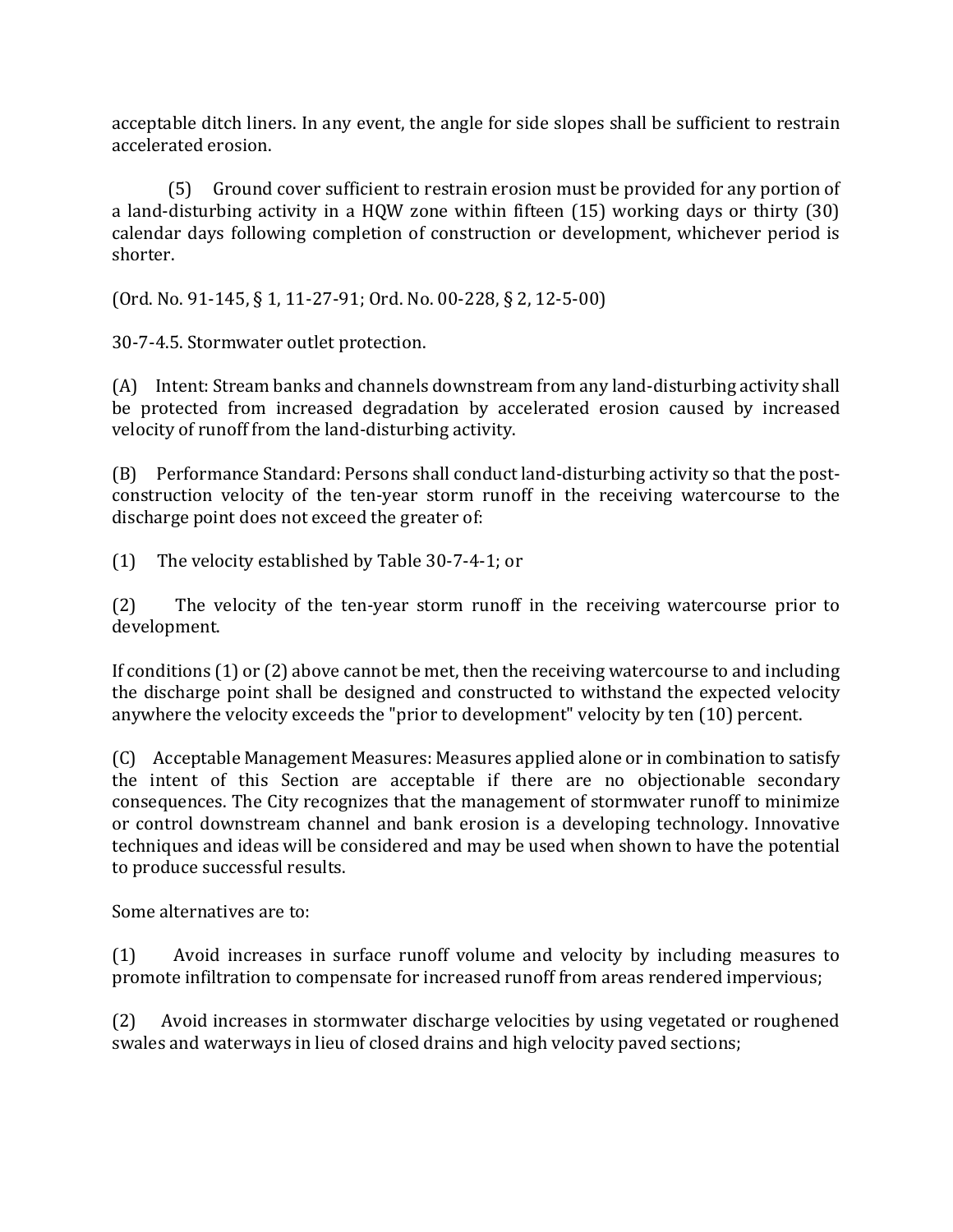acceptable ditch liners. In any event, the angle for side slopes shall be sufficient to restrain accelerated erosion.

(5) Ground cover sufficient to restrain erosion must be provided for any portion of a land-disturbing activity in a HQW zone within fifteen (15) working days or thirty (30) calendar days following completion of construction or development, whichever period is shorter.

(Ord. No. 91-145, § 1, 11-27-91; Ord. No. 00-228, § 2, 12-5-00)

30-7-4.5. Stormwater outlet protection.

(A) Intent: Stream banks and channels downstream from any land-disturbing activity shall be protected from increased degradation by accelerated erosion caused by increased velocity of runoff from the land-disturbing activity.

(B) Performance Standard: Persons shall conduct land-disturbing activity so that the post-construction velocity of the ten-year storm runoff in the receiving watercourse to the discharge point does not exceed the greater of:

(1) The velocity established by Table 30-7-4-1; or

(2) The velocity of the ten-year storm runoff in the receiving watercourse prior to development.

If conditions (1) or (2) above cannot be met, then the receiving watercourse to and including the discharge point shall be designed and constructed to withstand the expected velocity anywhere the velocity exceeds the "prior to development" velocity by ten (10) percent.

(C) Acceptable Management Measures: Measures applied alone or in combination to satisfy the intent of this Section are acceptable if there are no objectionable secondary consequences. The City recognizes that the management of stormwater runoff to minimize or control downstream channel and bank erosion is a developing technology. Innovative techniques and ideas will be considered and may be used when shown to have the potential to produce successful results.

Some alternatives are to:

(1) Avoid increases in surface runoff volume and velocity by including measures to promote infiltration to compensate for increased runoff from areas rendered impervious;

(2) Avoid increases in stormwater discharge velocities by using vegetated or roughened swales and waterways in lieu of closed drains and high velocity paved sections;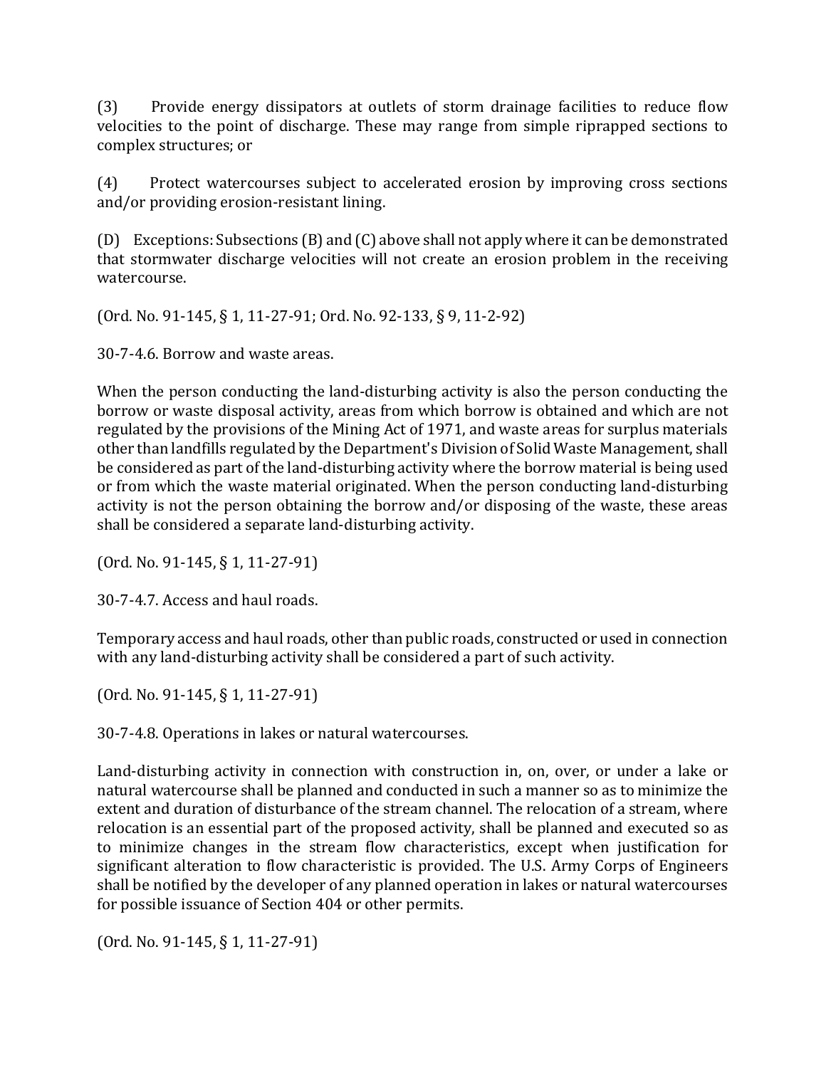(3) Provide energy dissipators at outlets of storm drainage facilities to reduce flow velocities to the point of discharge. These may range from simple riprapped sections to complex structures; or

(4) Protect watercourses subject to accelerated erosion by improving cross sections and/or providing erosion-resistant lining.

(D) Exceptions: Subsections (B) and (C) above shall not apply where it can be demonstrated that stormwater discharge velocities will not create an erosion problem in the receiving watercourse.

(Ord. No. 91-145, § 1, 11-27-91; Ord. No. 92-133, § 9, 11-2-92)

30-7-4.6. Borrow and waste areas.

When the person conducting the land-disturbing activity is also the person conducting the borrow or waste disposal activity, areas from which borrow is obtained and which are not regulated by the provisions of the Mining Act of 1971, and waste areas for surplus materials other than landfills regulated by the Department's Division of Solid Waste Management, shall be considered as part of the land-disturbing activity where the borrow material is being used or from which the waste material originated. When the person conducting land-disturbing activity is not the person obtaining the borrow and/or disposing of the waste, these areas shall be considered a separate land-disturbing activity.

(Ord. No. 91-145, § 1, 11-27-91)

30-7-4.7. Access and haul roads.

Temporary access and haul roads, other than public roads, constructed or used in connection with any land-disturbing activity shall be considered a part of such activity.

(Ord. No. 91-145, § 1, 11-27-91)

30-7-4.8. Operations in lakes or natural watercourses.

Land-disturbing activity in connection with construction in, on, over, or under a lake or natural watercourse shall be planned and conducted in such a manner so as to minimize the extent and duration of disturbance of the stream channel. The relocation of a stream, where relocation is an essential part of the proposed activity, shall be planned and executed so as to minimize changes in the stream flow characteristics, except when justification for significant alteration to flow characteristic is provided. The U.S. Army Corps of Engineers shall be notified by the developer of any planned operation in lakes or natural watercourses for possible issuance of Section 404 or other permits.

(Ord. No. 91-145, § 1, 11-27-91)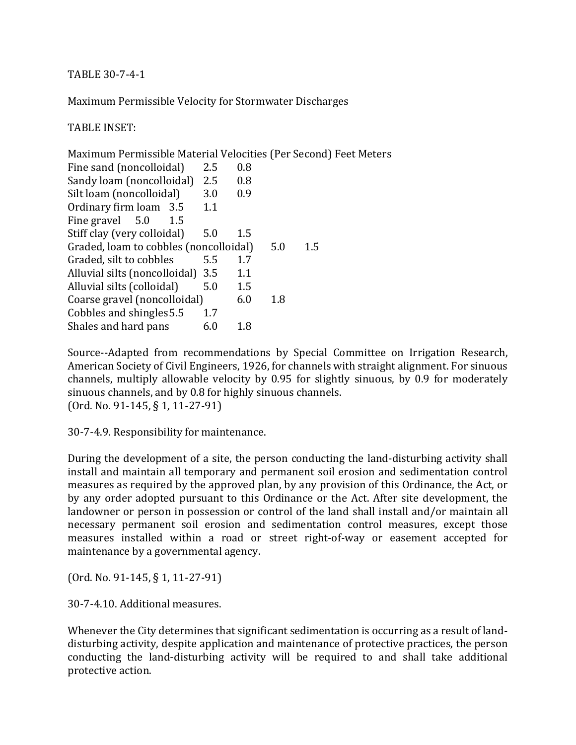TABLE 30-7-4-1

Maximum Permissible Velocity for Stormwater Discharges

TABLE INSET:

| Maximum Permissible Material Velocities (Per Second) | Feet | Meters |
|---|---|---|
| Fine sand (noncolloidal) | 2.5 | 0.8 |
| Sandy loam (noncolloidal) | 2.5 | 0.8 |
| Silt loam (noncolloidal) | 3.0 | 0.9 |
| Ordinary firm loam | 3.5 | 1.1 |
| Fine gravel | 5.0 | 1.5 |
| Stiff clay (very colloidal) | 5.0 | 1.5 |
| Graded, loam to cobbles (noncolloidal) | 5.0 | 1.5 |
| Graded, silt to cobbles | 5.5 | 1.7 |
| Alluvial silts (noncolloidal) | 3.5 | 1.1 |
| Alluvial silts (colloidal) | 5.0 | 1.5 |
| Coarse gravel (noncolloidal) | 6.0 | 1.8 |
| Cobbles and shingles | 5.5 | 1.7 |
| Shales and hard pans | 6.0 | 1.8 |

Source--Adapted from recommendations by Special Committee on Irrigation Research, American Society of Civil Engineers, 1926, for channels with straight alignment. For sinuous channels, multiply allowable velocity by 0.95 for slightly sinuous, by 0.9 for moderately sinuous channels, and by 0.8 for highly sinuous channels.
(Ord. No. 91-145, § 1, 11-27-91)

30-7-4.9. Responsibility for maintenance.

During the development of a site, the person conducting the land-disturbing activity shall install and maintain all temporary and permanent soil erosion and sedimentation control measures as required by the approved plan, by any provision of this Ordinance, the Act, or by any order adopted pursuant to this Ordinance or the Act. After site development, the landowner or person in possession or control of the land shall install and/or maintain all necessary permanent soil erosion and sedimentation control measures, except those measures installed within a road or street right-of-way or easement accepted for maintenance by a governmental agency.

(Ord. No. 91-145, § 1, 11-27-91)

30-7-4.10. Additional measures.

Whenever the City determines that significant sedimentation is occurring as a result of land-disturbing activity, despite application and maintenance of protective practices, the person conducting the land-disturbing activity will be required to and shall take additional protective action.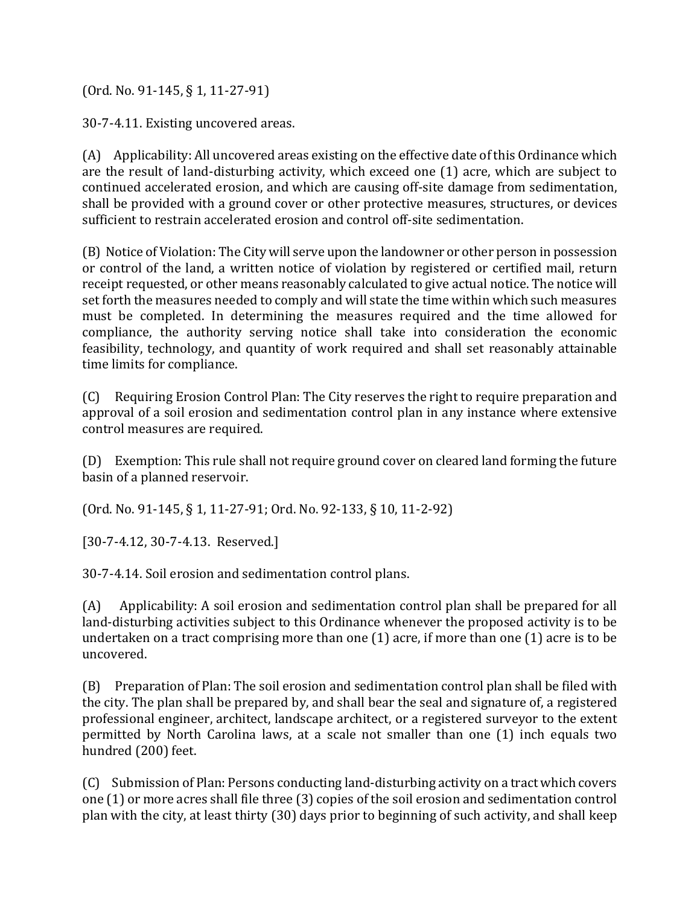(Ord. No. 91-145, § 1, 11-27-91)

30-7-4.11. Existing uncovered areas.

(A) Applicability: All uncovered areas existing on the effective date of this Ordinance which are the result of land-disturbing activity, which exceed one (1) acre, which are subject to continued accelerated erosion, and which are causing off-site damage from sedimentation, shall be provided with a ground cover or other protective measures, structures, or devices sufficient to restrain accelerated erosion and control off-site sedimentation.

(B) Notice of Violation: The City will serve upon the landowner or other person in possession or control of the land, a written notice of violation by registered or certified mail, return receipt requested, or other means reasonably calculated to give actual notice. The notice will set forth the measures needed to comply and will state the time within which such measures must be completed. In determining the measures required and the time allowed for compliance, the authority serving notice shall take into consideration the economic feasibility, technology, and quantity of work required and shall set reasonably attainable time limits for compliance.

(C) Requiring Erosion Control Plan: The City reserves the right to require preparation and approval of a soil erosion and sedimentation control plan in any instance where extensive control measures are required.

(D) Exemption: This rule shall not require ground cover on cleared land forming the future basin of a planned reservoir.

(Ord. No. 91-145, § 1, 11-27-91; Ord. No. 92-133, § 10, 11-2-92)

[30-7-4.12, 30-7-4.13. Reserved.]

30-7-4.14. Soil erosion and sedimentation control plans.

(A) Applicability: A soil erosion and sedimentation control plan shall be prepared for all land-disturbing activities subject to this Ordinance whenever the proposed activity is to be undertaken on a tract comprising more than one (1) acre, if more than one (1) acre is to be uncovered.

(B) Preparation of Plan: The soil erosion and sedimentation control plan shall be filed with the city. The plan shall be prepared by, and shall bear the seal and signature of, a registered professional engineer, architect, landscape architect, or a registered surveyor to the extent permitted by North Carolina laws, at a scale not smaller than one (1) inch equals two hundred (200) feet.

(C) Submission of Plan: Persons conducting land-disturbing activity on a tract which covers one (1) or more acres shall file three (3) copies of the soil erosion and sedimentation control plan with the city, at least thirty (30) days prior to beginning of such activity, and shall keep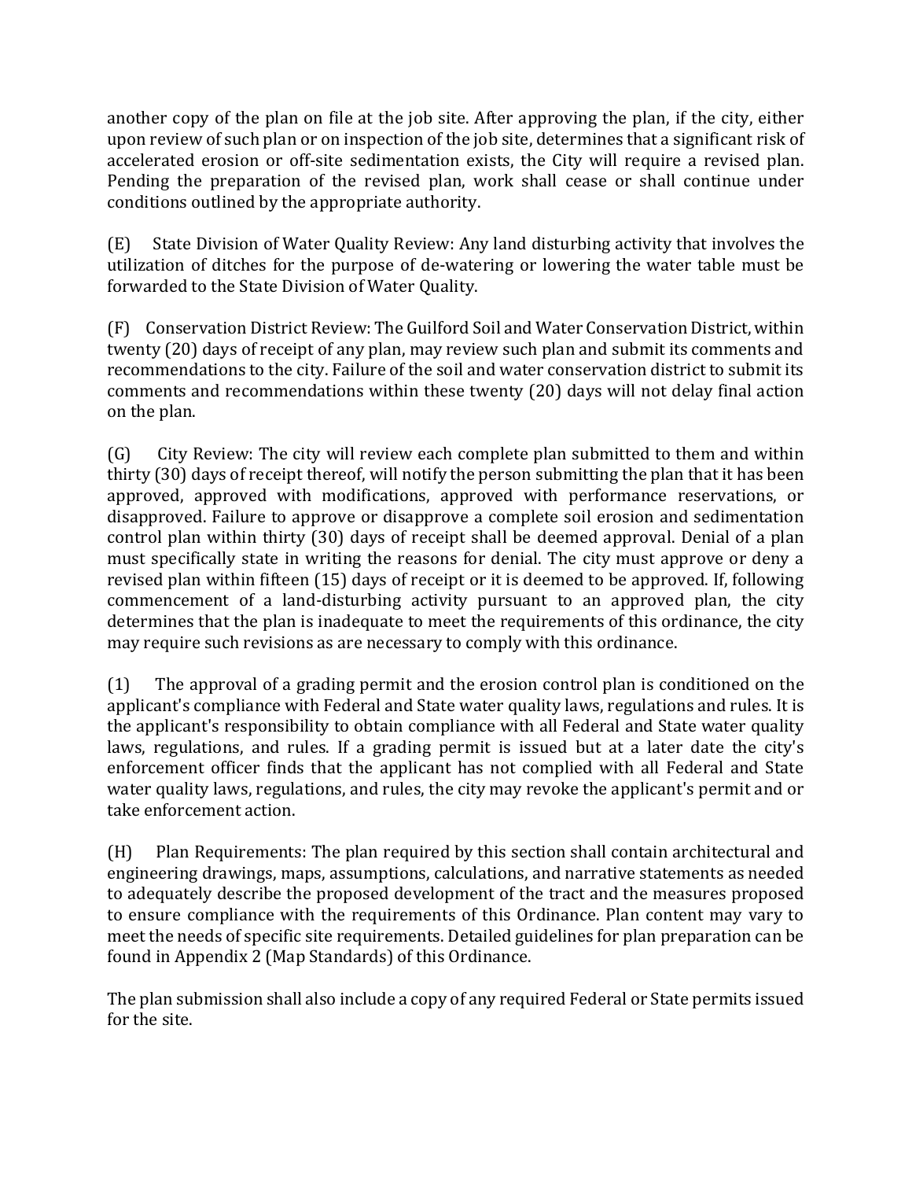another copy of the plan on file at the job site. After approving the plan, if the city, either upon review of such plan or on inspection of the job site, determines that a significant risk of accelerated erosion or off-site sedimentation exists, the City will require a revised plan. Pending the preparation of the revised plan, work shall cease or shall continue under conditions outlined by the appropriate authority.

(E) State Division of Water Quality Review: Any land disturbing activity that involves the utilization of ditches for the purpose of de-watering or lowering the water table must be forwarded to the State Division of Water Quality.

(F) Conservation District Review: The Guilford Soil and Water Conservation District, within twenty (20) days of receipt of any plan, may review such plan and submit its comments and recommendations to the city. Failure of the soil and water conservation district to submit its comments and recommendations within these twenty (20) days will not delay final action on the plan.

(G) City Review: The city will review each complete plan submitted to them and within thirty (30) days of receipt thereof, will notify the person submitting the plan that it has been approved, approved with modifications, approved with performance reservations, or disapproved. Failure to approve or disapprove a complete soil erosion and sedimentation control plan within thirty (30) days of receipt shall be deemed approval. Denial of a plan must specifically state in writing the reasons for denial. The city must approve or deny a revised plan within fifteen (15) days of receipt or it is deemed to be approved. If, following commencement of a land-disturbing activity pursuant to an approved plan, the city determines that the plan is inadequate to meet the requirements of this ordinance, the city may require such revisions as are necessary to comply with this ordinance.

(1) The approval of a grading permit and the erosion control plan is conditioned on the applicant's compliance with Federal and State water quality laws, regulations and rules. It is the applicant's responsibility to obtain compliance with all Federal and State water quality laws, regulations, and rules. If a grading permit is issued but at a later date the city's enforcement officer finds that the applicant has not complied with all Federal and State water quality laws, regulations, and rules, the city may revoke the applicant's permit and or take enforcement action.

(H) Plan Requirements: The plan required by this section shall contain architectural and engineering drawings, maps, assumptions, calculations, and narrative statements as needed to adequately describe the proposed development of the tract and the measures proposed to ensure compliance with the requirements of this Ordinance. Plan content may vary to meet the needs of specific site requirements. Detailed guidelines for plan preparation can be found in Appendix 2 (Map Standards) of this Ordinance.

The plan submission shall also include a copy of any required Federal or State permits issued for the site.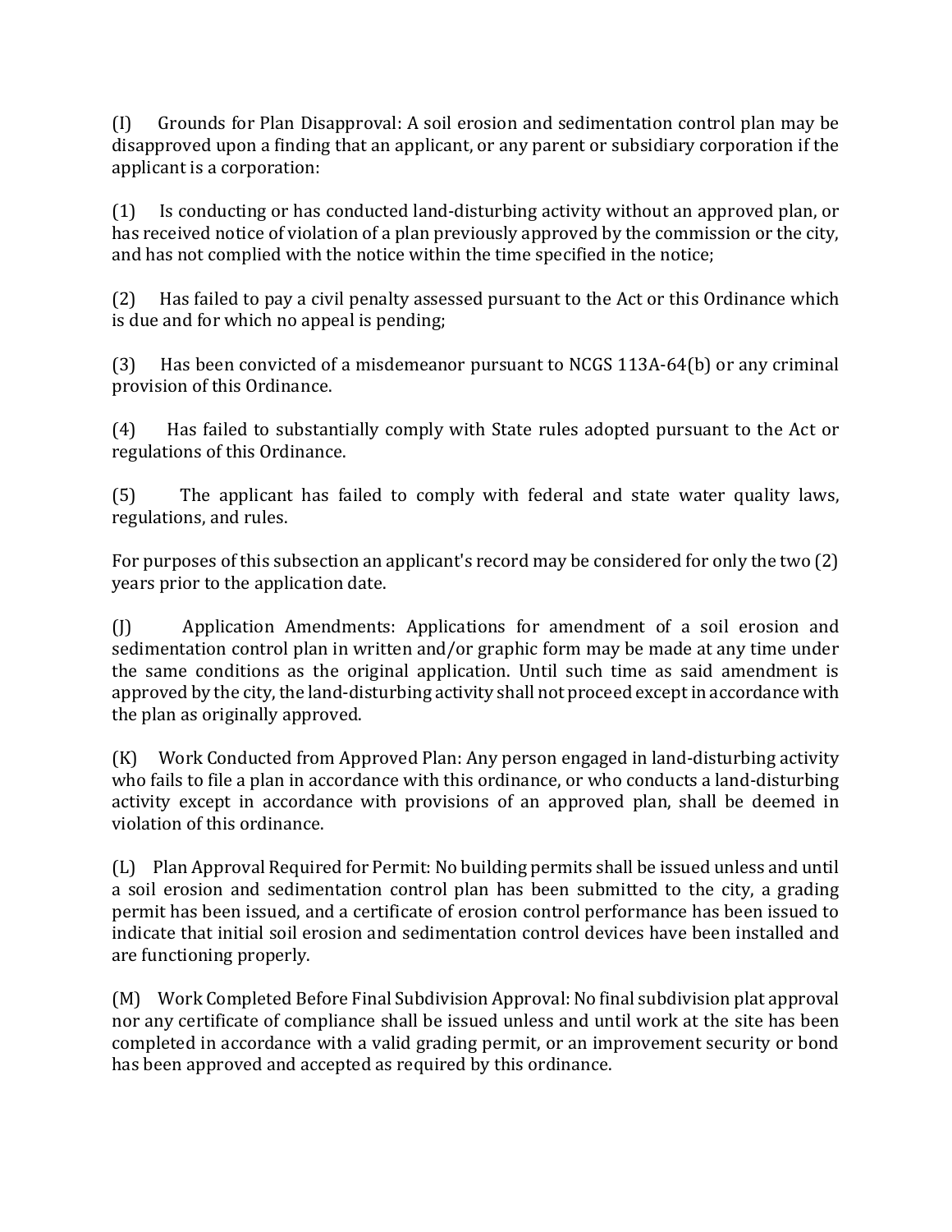(I) Grounds for Plan Disapproval: A soil erosion and sedimentation control plan may be disapproved upon a finding that an applicant, or any parent or subsidiary corporation if the applicant is a corporation:

(1) Is conducting or has conducted land-disturbing activity without an approved plan, or has received notice of violation of a plan previously approved by the commission or the city, and has not complied with the notice within the time specified in the notice;

(2) Has failed to pay a civil penalty assessed pursuant to the Act or this Ordinance which is due and for which no appeal is pending;

(3) Has been convicted of a misdemeanor pursuant to NCGS 113A-64(b) or any criminal provision of this Ordinance.

(4) Has failed to substantially comply with State rules adopted pursuant to the Act or regulations of this Ordinance.

(5) The applicant has failed to comply with federal and state water quality laws, regulations, and rules.

For purposes of this subsection an applicant's record may be considered for only the two (2) years prior to the application date.

(J) Application Amendments: Applications for amendment of a soil erosion and sedimentation control plan in written and/or graphic form may be made at any time under the same conditions as the original application. Until such time as said amendment is approved by the city, the land-disturbing activity shall not proceed except in accordance with the plan as originally approved.

(K) Work Conducted from Approved Plan: Any person engaged in land-disturbing activity who fails to file a plan in accordance with this ordinance, or who conducts a land-disturbing activity except in accordance with provisions of an approved plan, shall be deemed in violation of this ordinance.

(L) Plan Approval Required for Permit: No building permits shall be issued unless and until a soil erosion and sedimentation control plan has been submitted to the city, a grading permit has been issued, and a certificate of erosion control performance has been issued to indicate that initial soil erosion and sedimentation control devices have been installed and are functioning properly.

(M) Work Completed Before Final Subdivision Approval: No final subdivision plat approval nor any certificate of compliance shall be issued unless and until work at the site has been completed in accordance with a valid grading permit, or an improvement security or bond has been approved and accepted as required by this ordinance.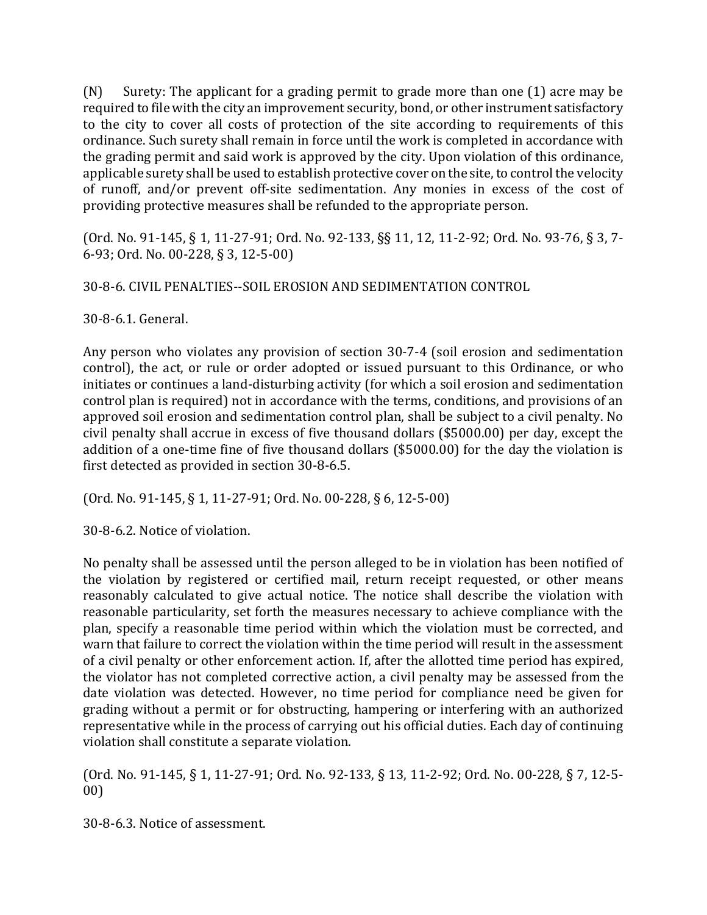(N) Surety: The applicant for a grading permit to grade more than one (1) acre may be required to file with the city an improvement security, bond, or other instrument satisfactory to the city to cover all costs of protection of the site according to requirements of this ordinance. Such surety shall remain in force until the work is completed in accordance with the grading permit and said work is approved by the city. Upon violation of this ordinance, applicable surety shall be used to establish protective cover on the site, to control the velocity of runoff, and/or prevent off-site sedimentation. Any monies in excess of the cost of providing protective measures shall be refunded to the appropriate person.

(Ord. No. 91-145, § 1, 11-27-91; Ord. No. 92-133, §§ 11, 12, 11-2-92; Ord. No. 93-76, § 3, 7-6-93; Ord. No. 00-228, § 3, 12-5-00)

## 30-8-6. CIVIL PENALTIES--SOIL EROSION AND SEDIMENTATION CONTROL

### 30-8-6.1. General.

Any person who violates any provision of section 30-7-4 (soil erosion and sedimentation control), the act, or rule or order adopted or issued pursuant to this Ordinance, or who initiates or continues a land-disturbing activity (for which a soil erosion and sedimentation control plan is required) not in accordance with the terms, conditions, and provisions of an approved soil erosion and sedimentation control plan, shall be subject to a civil penalty. No civil penalty shall accrue in excess of five thousand dollars ($5000.00) per day, except the addition of a one-time fine of five thousand dollars ($5000.00) for the day the violation is first detected as provided in section 30-8-6.5.

(Ord. No. 91-145, § 1, 11-27-91; Ord. No. 00-228, § 6, 12-5-00)

### 30-8-6.2. Notice of violation.

No penalty shall be assessed until the person alleged to be in violation has been notified of the violation by registered or certified mail, return receipt requested, or other means reasonably calculated to give actual notice. The notice shall describe the violation with reasonable particularity, set forth the measures necessary to achieve compliance with the plan, specify a reasonable time period within which the violation must be corrected, and warn that failure to correct the violation within the time period will result in the assessment of a civil penalty or other enforcement action. If, after the allotted time period has expired, the violator has not completed corrective action, a civil penalty may be assessed from the date violation was detected. However, no time period for compliance need be given for grading without a permit or for obstructing, hampering or interfering with an authorized representative while in the process of carrying out his official duties. Each day of continuing violation shall constitute a separate violation.

(Ord. No. 91-145, § 1, 11-27-91; Ord. No. 92-133, § 13, 11-2-92; Ord. No. 00-228, § 7, 12-5-00)

### 30-8-6.3. Notice of assessment.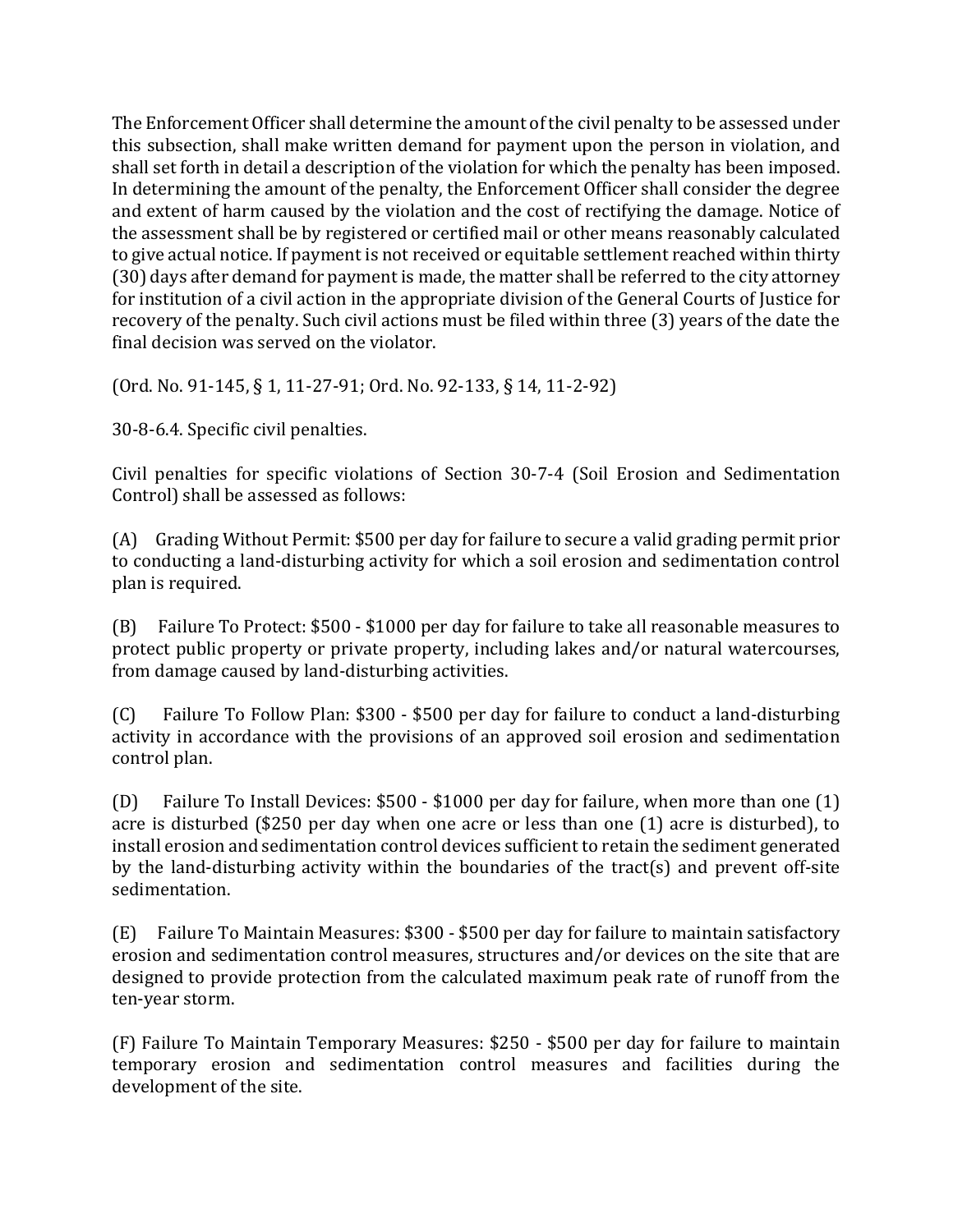The Enforcement Officer shall determine the amount of the civil penalty to be assessed under this subsection, shall make written demand for payment upon the person in violation, and shall set forth in detail a description of the violation for which the penalty has been imposed. In determining the amount of the penalty, the Enforcement Officer shall consider the degree and extent of harm caused by the violation and the cost of rectifying the damage. Notice of the assessment shall be by registered or certified mail or other means reasonably calculated to give actual notice. If payment is not received or equitable settlement reached within thirty (30) days after demand for payment is made, the matter shall be referred to the city attorney for institution of a civil action in the appropriate division of the General Courts of Justice for recovery of the penalty. Such civil actions must be filed within three (3) years of the date the final decision was served on the violator.

(Ord. No. 91-145, § 1, 11-27-91; Ord. No. 92-133, § 14, 11-2-92)

30-8-6.4. Specific civil penalties.

Civil penalties for specific violations of Section 30-7-4 (Soil Erosion and Sedimentation Control) shall be assessed as follows:

(A) Grading Without Permit: $500 per day for failure to secure a valid grading permit prior to conducting a land-disturbing activity for which a soil erosion and sedimentation control plan is required.

(B) Failure To Protect: $500 - $1000 per day for failure to take all reasonable measures to protect public property or private property, including lakes and/or natural watercourses, from damage caused by land-disturbing activities.

(C) Failure To Follow Plan: $300 - $500 per day for failure to conduct a land-disturbing activity in accordance with the provisions of an approved soil erosion and sedimentation control plan.

(D) Failure To Install Devices: $500 - $1000 per day for failure, when more than one (1) acre is disturbed ($250 per day when one acre or less than one (1) acre is disturbed), to install erosion and sedimentation control devices sufficient to retain the sediment generated by the land-disturbing activity within the boundaries of the tract(s) and prevent off-site sedimentation.

(E) Failure To Maintain Measures: $300 - $500 per day for failure to maintain satisfactory erosion and sedimentation control measures, structures and/or devices on the site that are designed to provide protection from the calculated maximum peak rate of runoff from the ten-year storm.

(F) Failure To Maintain Temporary Measures: $250 - $500 per day for failure to maintain temporary erosion and sedimentation control measures and facilities during the development of the site.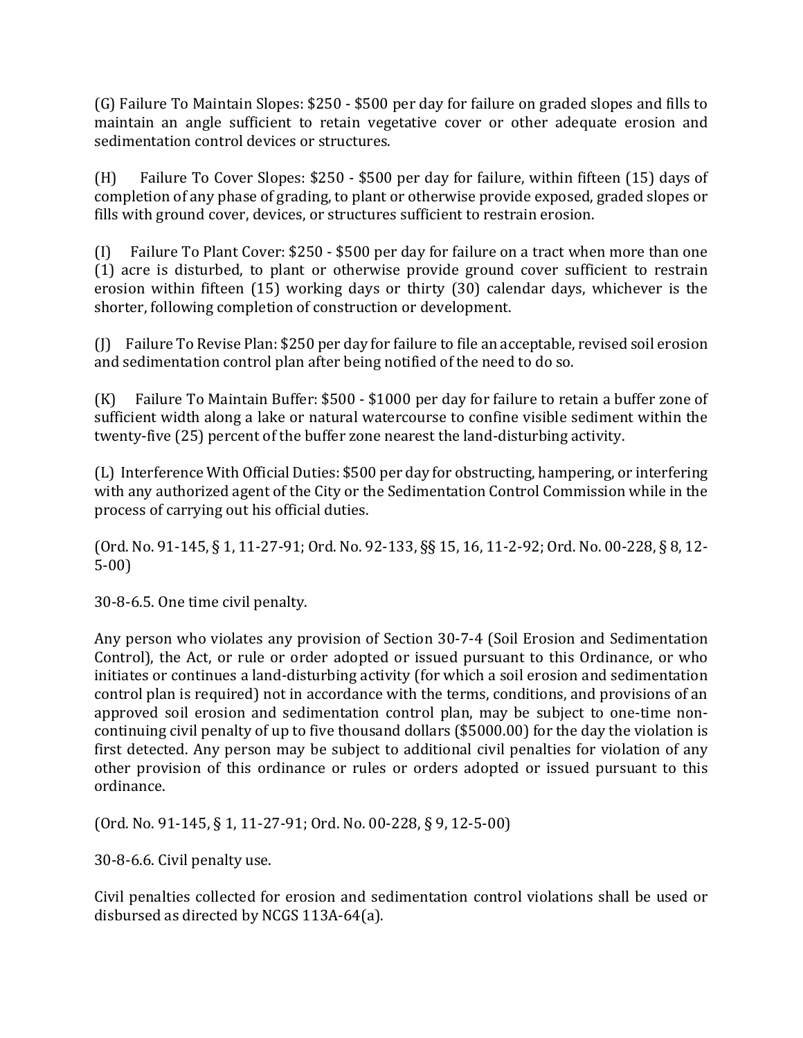(G) Failure To Maintain Slopes: $250 - $500 per day for failure on graded slopes and fills to maintain an angle sufficient to retain vegetative cover or other adequate erosion and sedimentation control devices or structures.

(H) Failure To Cover Slopes: $250 - $500 per day for failure, within fifteen (15) days of completion of any phase of grading, to plant or otherwise provide exposed, graded slopes or fills with ground cover, devices, or structures sufficient to restrain erosion.

(I) Failure To Plant Cover: $250 - $500 per day for failure on a tract when more than one (1) acre is disturbed, to plant or otherwise provide ground cover sufficient to restrain erosion within fifteen (15) working days or thirty (30) calendar days, whichever is the shorter, following completion of construction or development.

(J) Failure To Revise Plan: $250 per day for failure to file an acceptable, revised soil erosion and sedimentation control plan after being notified of the need to do so.

(K) Failure To Maintain Buffer: $500 - $1000 per day for failure to retain a buffer zone of sufficient width along a lake or natural watercourse to confine visible sediment within the twenty-five (25) percent of the buffer zone nearest the land-disturbing activity.

(L) Interference With Official Duties: $500 per day for obstructing, hampering, or interfering with any authorized agent of the City or the Sedimentation Control Commission while in the process of carrying out his official duties.

(Ord. No. 91-145, § 1, 11-27-91; Ord. No. 92-133, §§ 15, 16, 11-2-92; Ord. No. 00-228, § 8, 12-5-00)

30-8-6.5. One time civil penalty.

Any person who violates any provision of Section 30-7-4 (Soil Erosion and Sedimentation Control), the Act, or rule or order adopted or issued pursuant to this Ordinance, or who initiates or continues a land-disturbing activity (for which a soil erosion and sedimentation control plan is required) not in accordance with the terms, conditions, and provisions of an approved soil erosion and sedimentation control plan, may be subject to one-time non-continuing civil penalty of up to five thousand dollars ($5000.00) for the day the violation is first detected. Any person may be subject to additional civil penalties for violation of any other provision of this ordinance or rules or orders adopted or issued pursuant to this ordinance.

(Ord. No. 91-145, § 1, 11-27-91; Ord. No. 00-228, § 9, 12-5-00)

30-8-6.6. Civil penalty use.

Civil penalties collected for erosion and sedimentation control violations shall be used or disbursed as directed by NCGS 113A-64(a).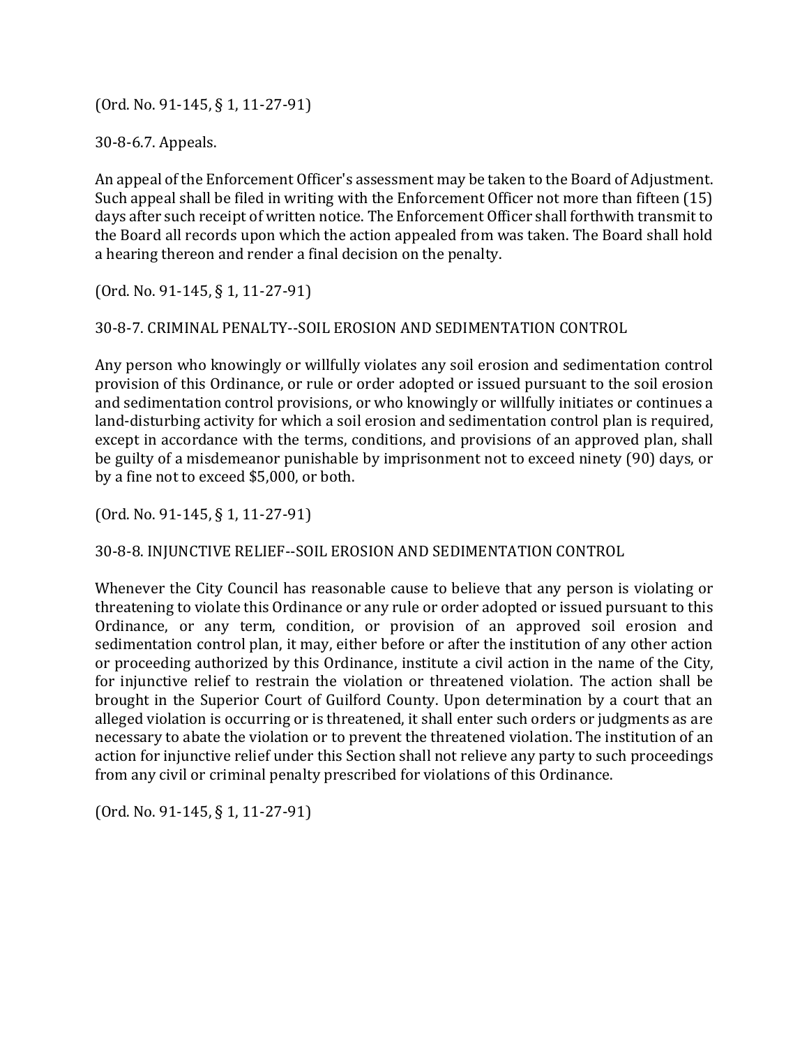(Ord. No. 91-145, § 1, 11-27-91)

30-8-6.7. Appeals.

An appeal of the Enforcement Officer's assessment may be taken to the Board of Adjustment. Such appeal shall be filed in writing with the Enforcement Officer not more than fifteen (15) days after such receipt of written notice. The Enforcement Officer shall forthwith transmit to the Board all records upon which the action appealed from was taken. The Board shall hold a hearing thereon and render a final decision on the penalty.

(Ord. No. 91-145, § 1, 11-27-91)

## 30-8-7. CRIMINAL PENALTY--SOIL EROSION AND SEDIMENTATION CONTROL

Any person who knowingly or willfully violates any soil erosion and sedimentation control provision of this Ordinance, or rule or order adopted or issued pursuant to the soil erosion and sedimentation control provisions, or who knowingly or willfully initiates or continues a land-disturbing activity for which a soil erosion and sedimentation control plan is required, except in accordance with the terms, conditions, and provisions of an approved plan, shall be guilty of a misdemeanor punishable by imprisonment not to exceed ninety (90) days, or by a fine not to exceed $5,000, or both.

(Ord. No. 91-145, § 1, 11-27-91)

## 30-8-8. INJUNCTIVE RELIEF--SOIL EROSION AND SEDIMENTATION CONTROL

Whenever the City Council has reasonable cause to believe that any person is violating or threatening to violate this Ordinance or any rule or order adopted or issued pursuant to this Ordinance, or any term, condition, or provision of an approved soil erosion and sedimentation control plan, it may, either before or after the institution of any other action or proceeding authorized by this Ordinance, institute a civil action in the name of the City, for injunctive relief to restrain the violation or threatened violation. The action shall be brought in the Superior Court of Guilford County. Upon determination by a court that an alleged violation is occurring or is threatened, it shall enter such orders or judgments as are necessary to abate the violation or to prevent the threatened violation. The institution of an action for injunctive relief under this Section shall not relieve any party to such proceedings from any civil or criminal penalty prescribed for violations of this Ordinance.

(Ord. No. 91-145, § 1, 11-27-91)